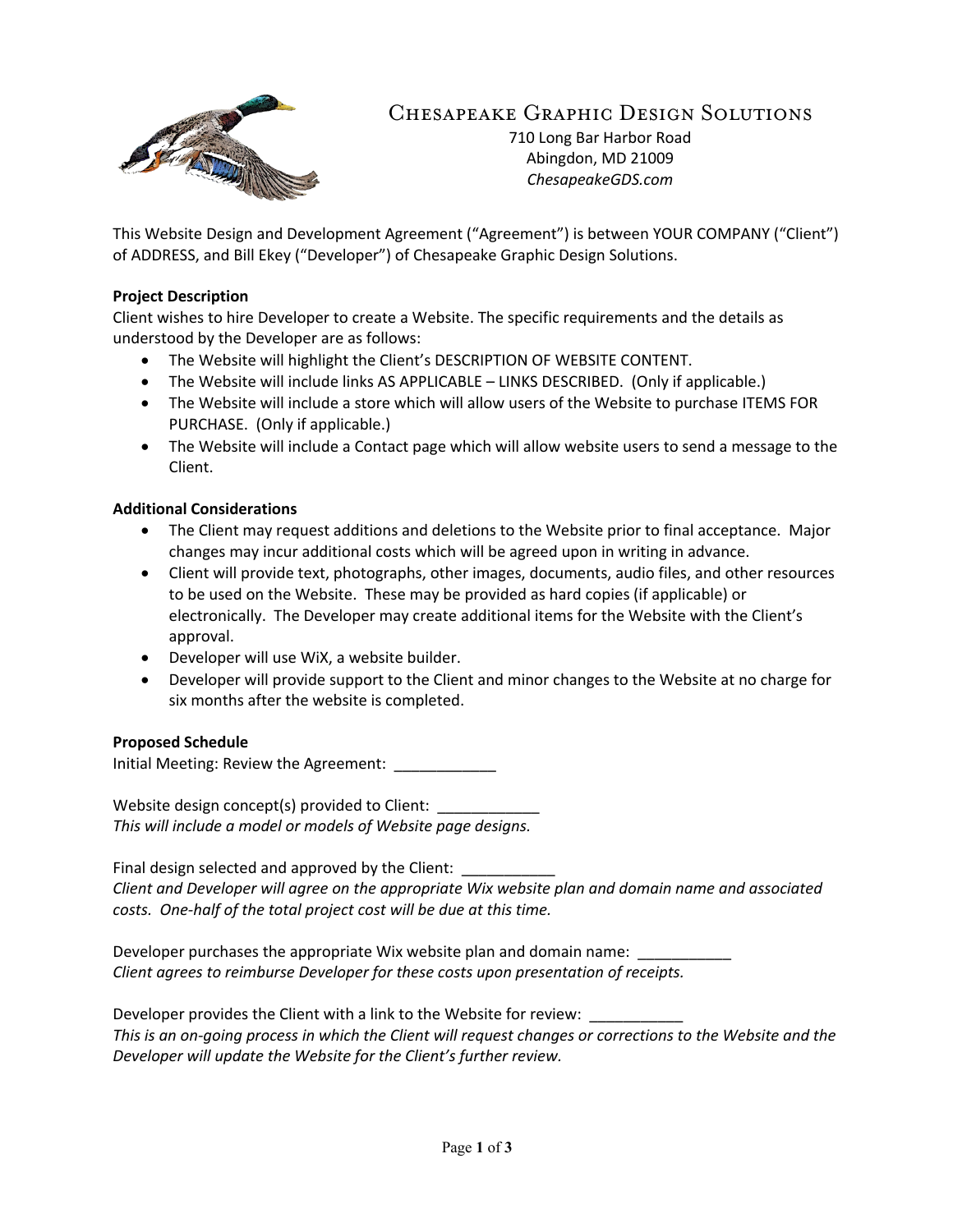# Chesapeake Graphic Design Solutions

710 Long Bar Harbor Road
Abingdon, MD 21009
*ChesapeakeGDS.com*

This Website Design and Development Agreement ("Agreement") is between YOUR COMPANY ("Client") of ADDRESS, and Bill Ekey ("Developer") of Chesapeake Graphic Design Solutions.

**Project Description**

Client wishes to hire Developer to create a Website. The specific requirements and the details as understood by the Developer are as follows:

- The Website will highlight the Client's DESCRIPTION OF WEBSITE CONTENT.
- The Website will include links AS APPLICABLE – LINKS DESCRIBED. (Only if applicable.)
- The Website will include a store which will allow users of the Website to purchase ITEMS FOR PURCHASE. (Only if applicable.)
- The Website will include a Contact page which will allow website users to send a message to the Client.

**Additional Considerations**

- The Client may request additions and deletions to the Website prior to final acceptance. Major changes may incur additional costs which will be agreed upon in writing in advance.
- Client will provide text, photographs, other images, documents, audio files, and other resources to be used on the Website. These may be provided as hard copies (if applicable) or electronically. The Developer may create additional items for the Website with the Client's approval.
- Developer will use WiX, a website builder.
- Developer will provide support to the Client and minor changes to the Website at no charge for six months after the website is completed.

**Proposed Schedule**

Initial Meeting: Review the Agreement: ____________

Website design concept(s) provided to Client: ____________
*This will include a model or models of Website page designs.*

Final design selected and approved by the Client: ___________
*Client and Developer will agree on the appropriate Wix website plan and domain name and associated costs. One-half of the total project cost will be due at this time.*

Developer purchases the appropriate Wix website plan and domain name: ___________
*Client agrees to reimburse Developer for these costs upon presentation of receipts.*

Developer provides the Client with a link to the Website for review: ___________
*This is an on-going process in which the Client will request changes or corrections to the Website and the Developer will update the Website for the Client's further review.*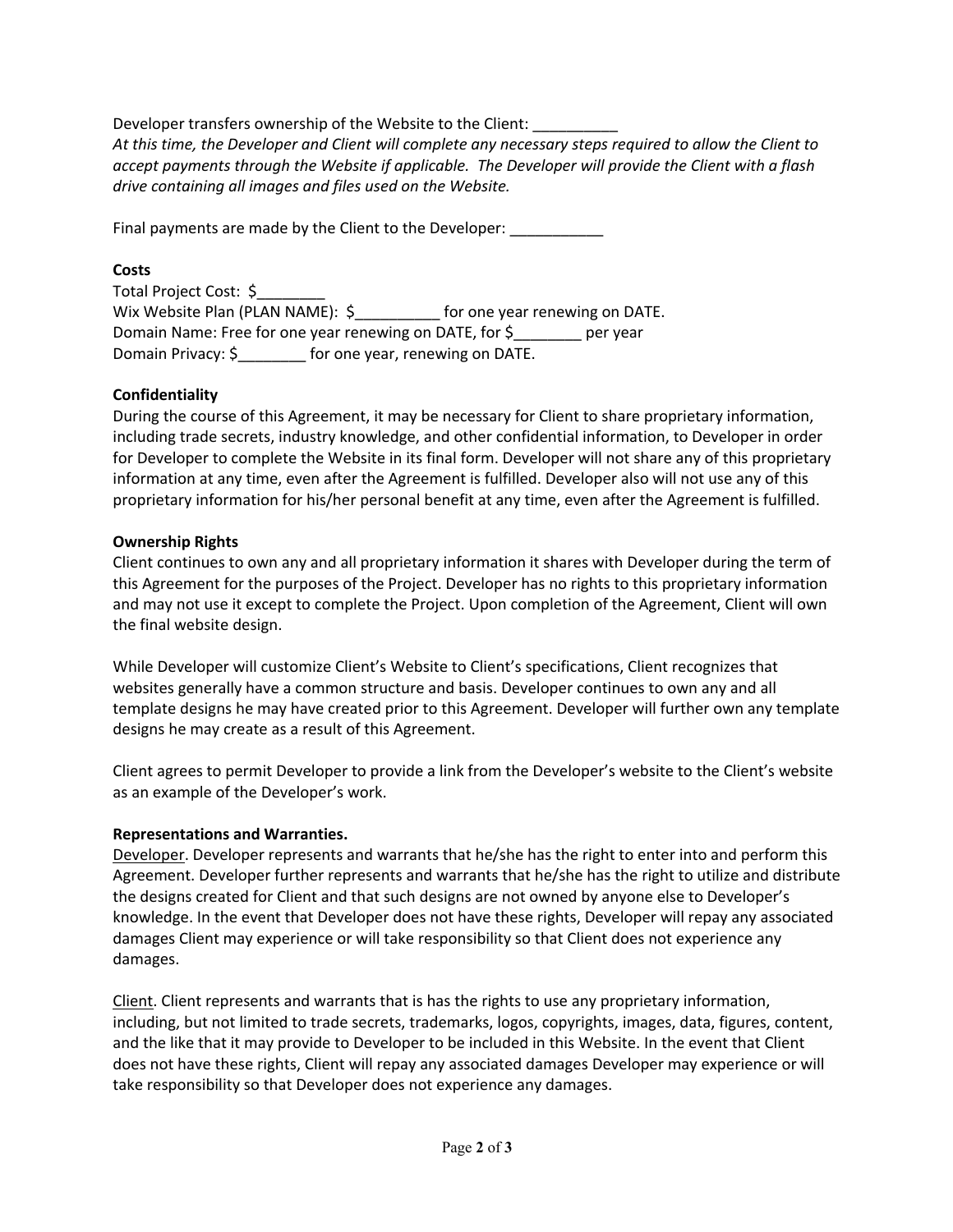Developer transfers ownership of the Website to the Client: __________

*At this time, the Developer and Client will complete any necessary steps required to allow the Client to accept payments through the Website if applicable. The Developer will provide the Client with a flash drive containing all images and files used on the Website.*

Final payments are made by the Client to the Developer: ___________

**Costs**

Total Project Cost: $________
Wix Website Plan (PLAN NAME): $__________ for one year renewing on DATE.
Domain Name: Free for one year renewing on DATE, for $________ per year
Domain Privacy: $________ for one year, renewing on DATE.

**Confidentiality**

During the course of this Agreement, it may be necessary for Client to share proprietary information, including trade secrets, industry knowledge, and other confidential information, to Developer in order for Developer to complete the Website in its final form. Developer will not share any of this proprietary information at any time, even after the Agreement is fulfilled. Developer also will not use any of this proprietary information for his/her personal benefit at any time, even after the Agreement is fulfilled.

**Ownership Rights**

Client continues to own any and all proprietary information it shares with Developer during the term of this Agreement for the purposes of the Project. Developer has no rights to this proprietary information and may not use it except to complete the Project. Upon completion of the Agreement, Client will own the final website design.

While Developer will customize Client's Website to Client's specifications, Client recognizes that websites generally have a common structure and basis. Developer continues to own any and all template designs he may have created prior to this Agreement. Developer will further own any template designs he may create as a result of this Agreement.

Client agrees to permit Developer to provide a link from the Developer's website to the Client's website as an example of the Developer's work.

**Representations and Warranties.**

Developer. Developer represents and warrants that he/she has the right to enter into and perform this Agreement. Developer further represents and warrants that he/she has the right to utilize and distribute the designs created for Client and that such designs are not owned by anyone else to Developer's knowledge. In the event that Developer does not have these rights, Developer will repay any associated damages Client may experience or will take responsibility so that Client does not experience any damages.

Client. Client represents and warrants that is has the rights to use any proprietary information, including, but not limited to trade secrets, trademarks, logos, copyrights, images, data, figures, content, and the like that it may provide to Developer to be included in this Website. In the event that Client does not have these rights, Client will repay any associated damages Developer may experience or will take responsibility so that Developer does not experience any damages.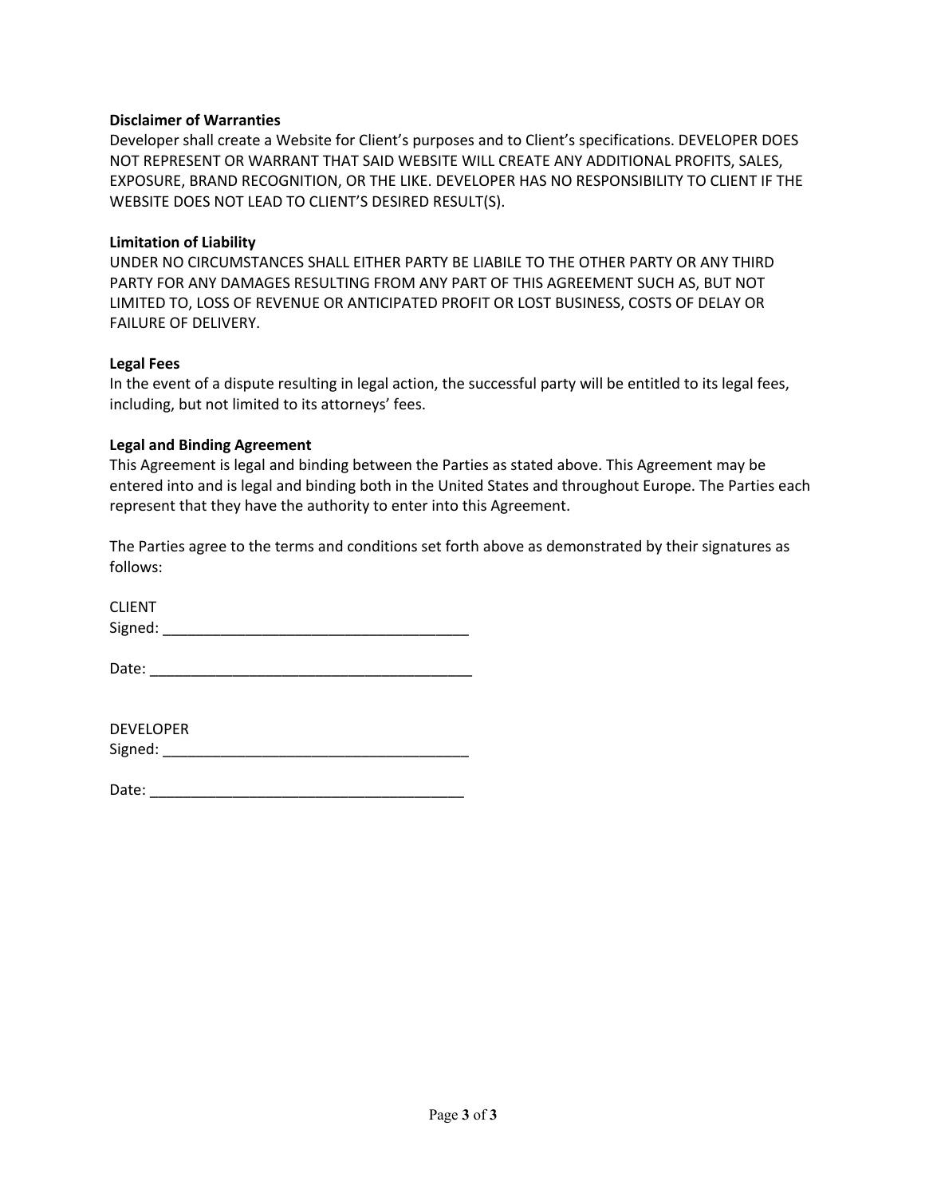**Disclaimer of Warranties**
Developer shall create a Website for Client's purposes and to Client's specifications. DEVELOPER DOES NOT REPRESENT OR WARRANT THAT SAID WEBSITE WILL CREATE ANY ADDITIONAL PROFITS, SALES, EXPOSURE, BRAND RECOGNITION, OR THE LIKE. DEVELOPER HAS NO RESPONSIBILITY TO CLIENT IF THE WEBSITE DOES NOT LEAD TO CLIENT'S DESIRED RESULT(S).

**Limitation of Liability**
UNDER NO CIRCUMSTANCES SHALL EITHER PARTY BE LIABILE TO THE OTHER PARTY OR ANY THIRD PARTY FOR ANY DAMAGES RESULTING FROM ANY PART OF THIS AGREEMENT SUCH AS, BUT NOT LIMITED TO, LOSS OF REVENUE OR ANTICIPATED PROFIT OR LOST BUSINESS, COSTS OF DELAY OR FAILURE OF DELIVERY.

**Legal Fees**
In the event of a dispute resulting in legal action, the successful party will be entitled to its legal fees, including, but not limited to its attorneys' fees.

**Legal and Binding Agreement**
This Agreement is legal and binding between the Parties as stated above. This Agreement may be entered into and is legal and binding both in the United States and throughout Europe. The Parties each represent that they have the authority to enter into this Agreement.

The Parties agree to the terms and conditions set forth above as demonstrated by their signatures as follows:

CLIENT
Signed: _____________________________________

Date: _______________________________________

DEVELOPER
Signed: _____________________________________

Date: _______________________________________